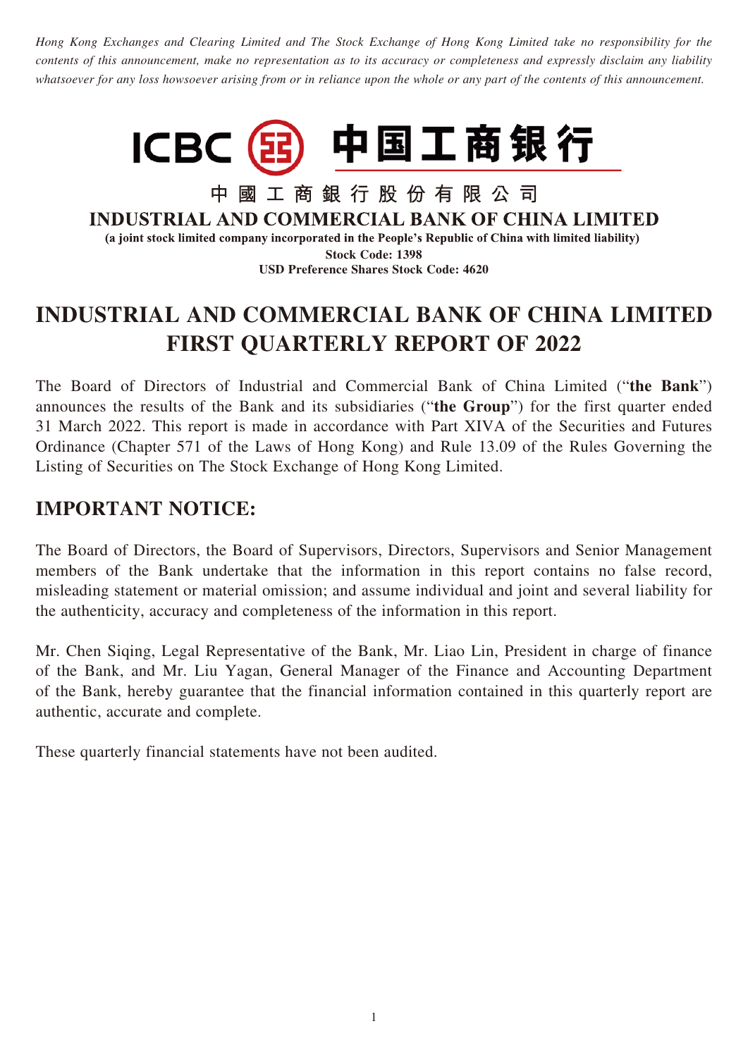*Hong Kong Exchanges and Clearing Limited and The Stock Exchange of Hong Kong Limited take no responsibility for the contents of this announcement, make no representation as to its accuracy or completeness and expressly disclaim any liability whatsoever for any loss howsoever arising from or in reliance upon the whole or any part of the contents of this announcement.*

ICBC 中国工商银行

中國工商銀行股份有限公司

**INDUSTRIAL AND COMMERCIAL BANK OF CHINA LIMITED**

**(a joint stock limited company incorporated in the People's Republic of China with limited liability)**

**Stock Code: 1398**

**USD Preference Shares Stock Code: 4620**

# INDUSTRIAL AND COMMERCIAL BANK OF CHINA LIMITED FIRST QUARTERLY REPORT OF 2022

The Board of Directors of Industrial and Commercial Bank of China Limited ("**the Bank**") announces the results of the Bank and its subsidiaries ("**the Group**") for the first quarter ended 31 March 2022. This report is made in accordance with Part XIVA of the Securities and Futures Ordinance (Chapter 571 of the Laws of Hong Kong) and Rule 13.09 of the Rules Governing the Listing of Securities on The Stock Exchange of Hong Kong Limited.

## IMPORTANT NOTICE:

The Board of Directors, the Board of Supervisors, Directors, Supervisors and Senior Management members of the Bank undertake that the information in this report contains no false record, misleading statement or material omission; and assume individual and joint and several liability for the authenticity, accuracy and completeness of the information in this report.

Mr. Chen Siqing, Legal Representative of the Bank, Mr. Liao Lin, President in charge of finance of the Bank, and Mr. Liu Yagan, General Manager of the Finance and Accounting Department of the Bank, hereby guarantee that the financial information contained in this quarterly report are authentic, accurate and complete.

These quarterly financial statements have not been audited.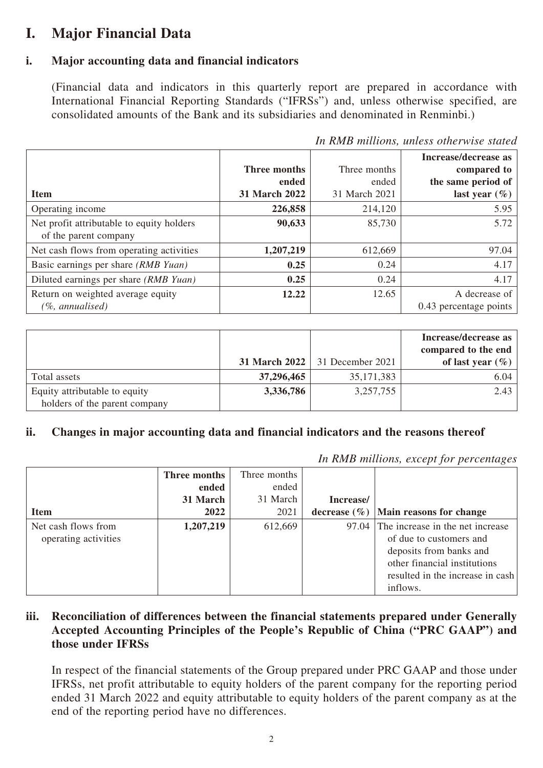# I. Major Financial Data

## i. Major accounting data and financial indicators

(Financial data and indicators in this quarterly report are prepared in accordance with International Financial Reporting Standards ("IFRSs") and, unless otherwise specified, are consolidated amounts of the Bank and its subsidiaries and denominated in Renminbi.)

*In RMB millions, unless otherwise stated*

| Item | **Three months ended 31 March 2022** | Three months ended 31 March 2021 | **Increase/decrease as compared to the same period of last year (%)** |
|---|---|---|---|
| Operating income | **226,858** | 214,120 | 5.95 |
| Net profit attributable to equity holders of the parent company | **90,633** | 85,730 | 5.72 |
| Net cash flows from operating activities | **1,207,219** | 612,669 | 97.04 |
| Basic earnings per share *(RMB Yuan)* | **0.25** | 0.24 | 4.17 |
| Diluted earnings per share *(RMB Yuan)* | **0.25** | 0.24 | 4.17 |
| Return on weighted average equity *(%, annualised)* | **12.22** | 12.65 | A decrease of 0.43 percentage points |

| | **31 March 2022** | 31 December 2021 | **Increase/decrease as compared to the end of last year (%)** |
|---|---|---|---|
| Total assets | **37,296,465** | 35,171,383 | 6.04 |
| Equity attributable to equity holders of the parent company | **3,336,786** | 3,257,755 | 2.43 |

## ii. Changes in major accounting data and financial indicators and the reasons thereof

*In RMB millions, except for percentages*

| Item | **Three months ended 31 March 2022** | Three months ended 31 March 2021 | **Increase/ decrease (%)** | **Main reasons for change** |
|---|---|---|---|---|
| Net cash flows from operating activities | **1,207,219** | 612,669 | 97.04 | The increase in the net increase of due to customers and deposits from banks and other financial institutions resulted in the increase in cash inflows. |

## iii. Reconciliation of differences between the financial statements prepared under Generally Accepted Accounting Principles of the People's Republic of China ("PRC GAAP") and those under IFRSs

In respect of the financial statements of the Group prepared under PRC GAAP and those under IFRSs, net profit attributable to equity holders of the parent company for the reporting period ended 31 March 2022 and equity attributable to equity holders of the parent company as at the end of the reporting period have no differences.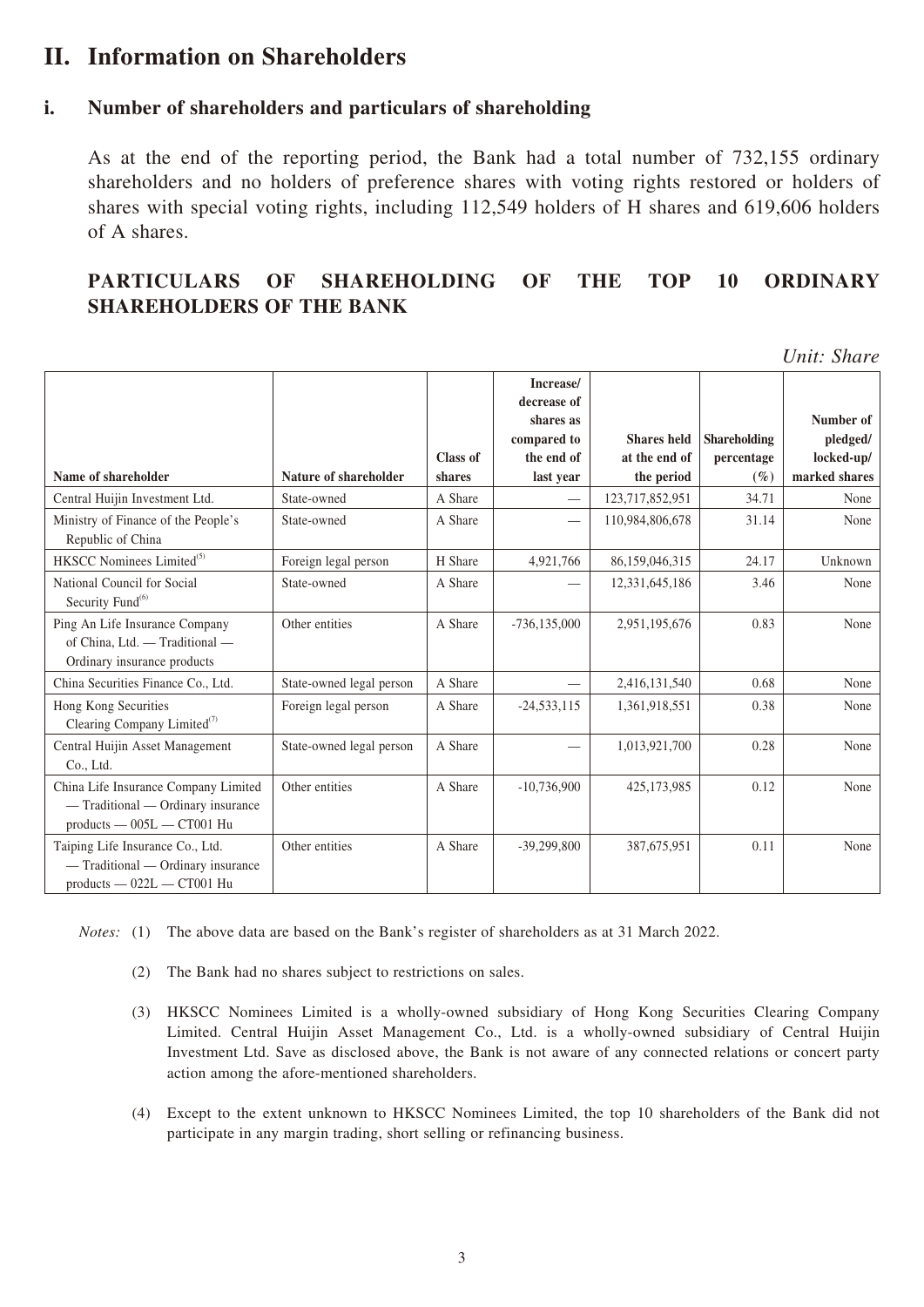## II. Information on Shareholders

### i. Number of shareholders and particulars of shareholding

As at the end of the reporting period, the Bank had a total number of 732,155 ordinary shareholders and no holders of preference shares with voting rights restored or holders of shares with special voting rights, including 112,549 holders of H shares and 619,606 holders of A shares.

### PARTICULARS OF SHAREHOLDING OF THE TOP 10 ORDINARY SHAREHOLDERS OF THE BANK

*Unit: Share*

| Name of shareholder | Nature of shareholder | Class of shares | Increase/ decrease of shares as compared to the end of last year | Shares held at the end of the period | Shareholding percentage (%) | Number of pledged/ locked-up/ marked shares |
|---|---|---|---|---|---|---|
| Central Huijin Investment Ltd. | State-owned | A Share | — | 123,717,852,951 | 34.71 | None |
| Ministry of Finance of the People's Republic of China | State-owned | A Share | — | 110,984,806,678 | 31.14 | None |
| HKSCC Nominees Limited[(5)] | Foreign legal person | H Share | 4,921,766 | 86,159,046,315 | 24.17 | Unknown |
| National Council for Social Security Fund[(6)] | State-owned | A Share | — | 12,331,645,186 | 3.46 | None |
| Ping An Life Insurance Company of China, Ltd. — Traditional — Ordinary insurance products | Other entities | A Share | -736,135,000 | 2,951,195,676 | 0.83 | None |
| China Securities Finance Co., Ltd. | State-owned legal person | A Share | — | 2,416,131,540 | 0.68 | None |
| Hong Kong Securities Clearing Company Limited[(7)] | Foreign legal person | A Share | -24,533,115 | 1,361,918,551 | 0.38 | None |
| Central Huijin Asset Management Co., Ltd. | State-owned legal person | A Share | — | 1,013,921,700 | 0.28 | None |
| China Life Insurance Company Limited — Traditional — Ordinary insurance products — 005L — CT001 Hu | Other entities | A Share | -10,736,900 | 425,173,985 | 0.12 | None |
| Taiping Life Insurance Co., Ltd. — Traditional — Ordinary insurance products — 022L — CT001 Hu | Other entities | A Share | -39,299,800 | 387,675,951 | 0.11 | None |

*Notes:*

(1) The above data are based on the Bank's register of shareholders as at 31 March 2022.

(2) The Bank had no shares subject to restrictions on sales.

(3) HKSCC Nominees Limited is a wholly-owned subsidiary of Hong Kong Securities Clearing Company Limited. Central Huijin Asset Management Co., Ltd. is a wholly-owned subsidiary of Central Huijin Investment Ltd. Save as disclosed above, the Bank is not aware of any connected relations or concert party action among the afore-mentioned shareholders.

(4) Except to the extent unknown to HKSCC Nominees Limited, the top 10 shareholders of the Bank did not participate in any margin trading, short selling or refinancing business.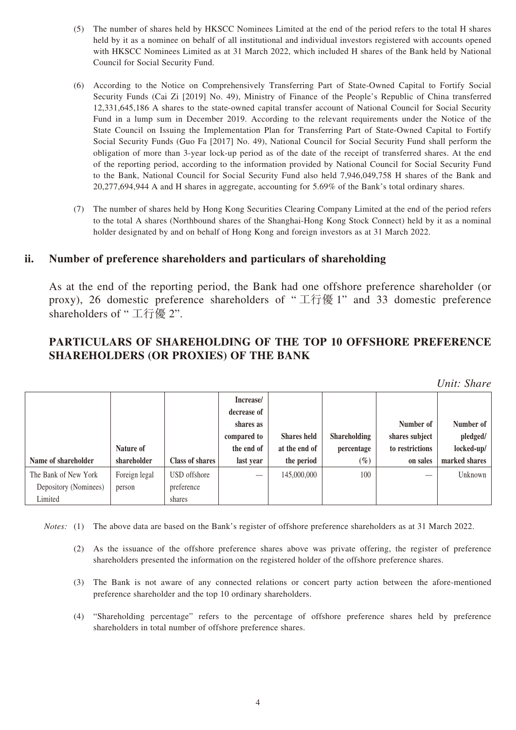(5) The number of shares held by HKSCC Nominees Limited at the end of the period refers to the total H shares held by it as a nominee on behalf of all institutional and individual investors registered with accounts opened with HKSCC Nominees Limited as at 31 March 2022, which included H shares of the Bank held by National Council for Social Security Fund.

(6) According to the Notice on Comprehensively Transferring Part of State-Owned Capital to Fortify Social Security Funds (Cai Zi [2019] No. 49), Ministry of Finance of the People's Republic of China transferred 12,331,645,186 A shares to the state-owned capital transfer account of National Council for Social Security Fund in a lump sum in December 2019. According to the relevant requirements under the Notice of the State Council on Issuing the Implementation Plan for Transferring Part of State-Owned Capital to Fortify Social Security Funds (Guo Fa [2017] No. 49), National Council for Social Security Fund shall perform the obligation of more than 3-year lock-up period as of the date of the receipt of transferred shares. At the end of the reporting period, according to the information provided by National Council for Social Security Fund to the Bank, National Council for Social Security Fund also held 7,946,049,758 H shares of the Bank and 20,277,694,944 A and H shares in aggregate, accounting for 5.69% of the Bank's total ordinary shares.

(7) The number of shares held by Hong Kong Securities Clearing Company Limited at the end of the period refers to the total A shares (Northbound shares of the Shanghai-Hong Kong Stock Connect) held by it as a nominal holder designated by and on behalf of Hong Kong and foreign investors as at 31 March 2022.

## ii. Number of preference shareholders and particulars of shareholding

As at the end of the reporting period, the Bank had one offshore preference shareholder (or proxy), 26 domestic preference shareholders of "工行優1" and 33 domestic preference shareholders of "工行優2".

## PARTICULARS OF SHAREHOLDING OF THE TOP 10 OFFSHORE PREFERENCE SHAREHOLDERS (OR PROXIES) OF THE BANK

*Unit: Share*

| Name of shareholder | Nature of shareholder | Class of shares | Increase/ decrease of shares as compared to the end of last year | Shares held at the end of the period | Shareholding percentage (%) | Number of shares subject to restrictions on sales | Number of pledged/ locked-up/ marked shares |
|---|---|---|---|---|---|---|---|
| The Bank of New York Depository (Nominees) Limited | Foreign legal person | USD offshore preference shares | — | 145,000,000 | 100 | — | Unknown |

*Notes:* (1) The above data are based on the Bank's register of offshore preference shareholders as at 31 March 2022.

(2) As the issuance of the offshore preference shares above was private offering, the register of preference shareholders presented the information on the registered holder of the offshore preference shares.

(3) The Bank is not aware of any connected relations or concert party action between the afore-mentioned preference shareholder and the top 10 ordinary shareholders.

(4) "Shareholding percentage" refers to the percentage of offshore preference shares held by preference shareholders in total number of offshore preference shares.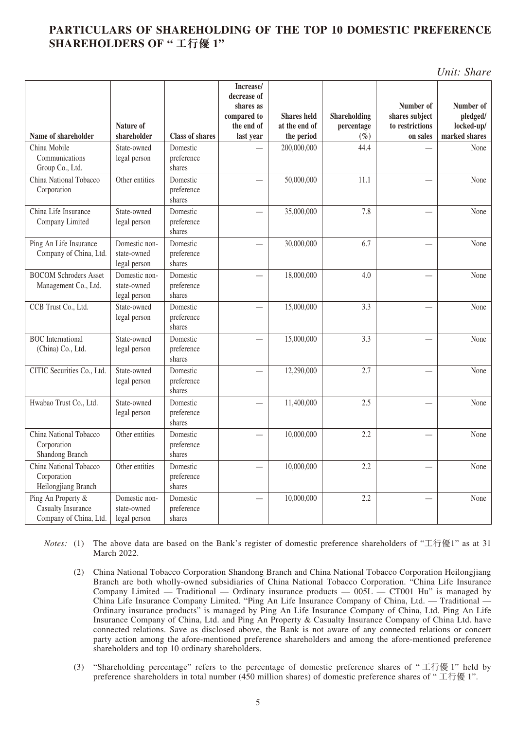## PARTICULARS OF SHAREHOLDING OF THE TOP 10 DOMESTIC PREFERENCE SHAREHOLDERS OF "工行優 1"

*Unit: Share*

| Name of shareholder | Nature of shareholder | Class of shares | Increase/ decrease of shares as compared to the end of last year | Shares held at the end of the period | Shareholding percentage (%) | Number of shares subject to restrictions on sales | Number of pledged/ locked-up/ marked shares |
|---|---|---|---|---|---|---|---|
| China Mobile Communications Group Co., Ltd. | State-owned legal person | Domestic preference shares | — | 200,000,000 | 44.4 | — | None |
| China National Tobacco Corporation | Other entities | Domestic preference shares | — | 50,000,000 | 11.1 | — | None |
| China Life Insurance Company Limited | State-owned legal person | Domestic preference shares | — | 35,000,000 | 7.8 | — | None |
| Ping An Life Insurance Company of China, Ltd. | Domestic non-state-owned legal person | Domestic preference shares | — | 30,000,000 | 6.7 | — | None |
| BOCOM Schroders Asset Management Co., Ltd. | Domestic non-state-owned legal person | Domestic preference shares | — | 18,000,000 | 4.0 | — | None |
| CCB Trust Co., Ltd. | State-owned legal person | Domestic preference shares | — | 15,000,000 | 3.3 | — | None |
| BOC International (China) Co., Ltd. | State-owned legal person | Domestic preference shares | — | 15,000,000 | 3.3 | — | None |
| CITIC Securities Co., Ltd. | State-owned legal person | Domestic preference shares | — | 12,290,000 | 2.7 | — | None |
| Hwabao Trust Co., Ltd. | State-owned legal person | Domestic preference shares | — | 11,400,000 | 2.5 | — | None |
| China National Tobacco Corporation Shandong Branch | Other entities | Domestic preference shares | — | 10,000,000 | 2.2 | — | None |
| China National Tobacco Corporation Heilongjiang Branch | Other entities | Domestic preference shares | — | 10,000,000 | 2.2 | — | None |
| Ping An Property & Casualty Insurance Company of China, Ltd. | Domestic non-state-owned legal person | Domestic preference shares | — | 10,000,000 | 2.2 | — | None |

*Notes:* (1) The above data are based on the Bank's register of domestic preference shareholders of "工行優1" as at 31 March 2022.

(2) China National Tobacco Corporation Shandong Branch and China National Tobacco Corporation Heilongjiang Branch are both wholly-owned subsidiaries of China National Tobacco Corporation. "China Life Insurance Company Limited — Traditional — Ordinary insurance products — 005L — CT001 Hu" is managed by China Life Insurance Company Limited. "Ping An Life Insurance Company of China, Ltd. — Traditional — Ordinary insurance products" is managed by Ping An Life Insurance Company of China, Ltd. Ping An Life Insurance Company of China, Ltd. and Ping An Property & Casualty Insurance Company of China Ltd. have connected relations. Save as disclosed above, the Bank is not aware of any connected relations or concert party action among the afore-mentioned preference shareholders and among the afore-mentioned preference shareholders and top 10 ordinary shareholders.

(3) "Shareholding percentage" refers to the percentage of domestic preference shares of "工行優 1" held by preference shareholders in total number (450 million shares) of domestic preference shares of "工行優 1".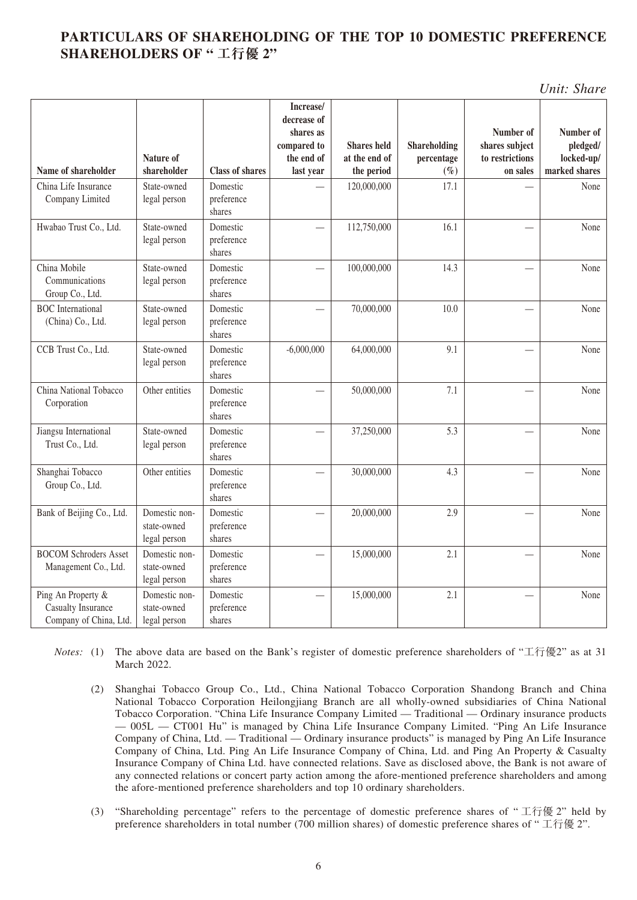## PARTICULARS OF SHAREHOLDING OF THE TOP 10 DOMESTIC PREFERENCE SHAREHOLDERS OF "工行優 2"

*Unit: Share*

| Name of shareholder | Nature of shareholder | Class of shares | Increase/ decrease of shares as compared to the end of last year | Shares held at the end of the period | Shareholding percentage (%) | Number of shares subject to restrictions on sales | Number of pledged/ locked-up/ marked shares |
|---|---|---|---|---|---|---|---|
| China Life Insurance Company Limited | State-owned legal person | Domestic preference shares | — | 120,000,000 | 17.1 | — | None |
| Hwabao Trust Co., Ltd. | State-owned legal person | Domestic preference shares | — | 112,750,000 | 16.1 | — | None |
| China Mobile Communications Group Co., Ltd. | State-owned legal person | Domestic preference shares | — | 100,000,000 | 14.3 | — | None |
| BOC International (China) Co., Ltd. | State-owned legal person | Domestic preference shares | — | 70,000,000 | 10.0 | — | None |
| CCB Trust Co., Ltd. | State-owned legal person | Domestic preference shares | -6,000,000 | 64,000,000 | 9.1 | — | None |
| China National Tobacco Corporation | Other entities | Domestic preference shares | — | 50,000,000 | 7.1 | — | None |
| Jiangsu International Trust Co., Ltd. | State-owned legal person | Domestic preference shares | — | 37,250,000 | 5.3 | — | None |
| Shanghai Tobacco Group Co., Ltd. | Other entities | Domestic preference shares | — | 30,000,000 | 4.3 | — | None |
| Bank of Beijing Co., Ltd. | Domestic non-state-owned legal person | Domestic preference shares | — | 20,000,000 | 2.9 | — | None |
| BOCOM Schroders Asset Management Co., Ltd. | Domestic non-state-owned legal person | Domestic preference shares | — | 15,000,000 | 2.1 | — | None |
| Ping An Property & Casualty Insurance Company of China, Ltd. | Domestic non-state-owned legal person | Domestic preference shares | — | 15,000,000 | 2.1 | — | None |

*Notes:* (1) The above data are based on the Bank's register of domestic preference shareholders of "工行優2" as at 31 March 2022.

(2) Shanghai Tobacco Group Co., Ltd., China National Tobacco Corporation Shandong Branch and China National Tobacco Corporation Heilongjiang Branch are all wholly-owned subsidiaries of China National Tobacco Corporation. "China Life Insurance Company Limited — Traditional — Ordinary insurance products — 005L — CT001 Hu" is managed by China Life Insurance Company Limited. "Ping An Life Insurance Company of China, Ltd. — Traditional — Ordinary insurance products" is managed by Ping An Life Insurance Company of China, Ltd. Ping An Life Insurance Company of China, Ltd. and Ping An Property & Casualty Insurance Company of China Ltd. have connected relations. Save as disclosed above, the Bank is not aware of any connected relations or concert party action among the afore-mentioned preference shareholders and among the afore-mentioned preference shareholders and top 10 ordinary shareholders.

(3) "Shareholding percentage" refers to the percentage of domestic preference shares of "工行優 2" held by preference shareholders in total number (700 million shares) of domestic preference shares of "工行優 2".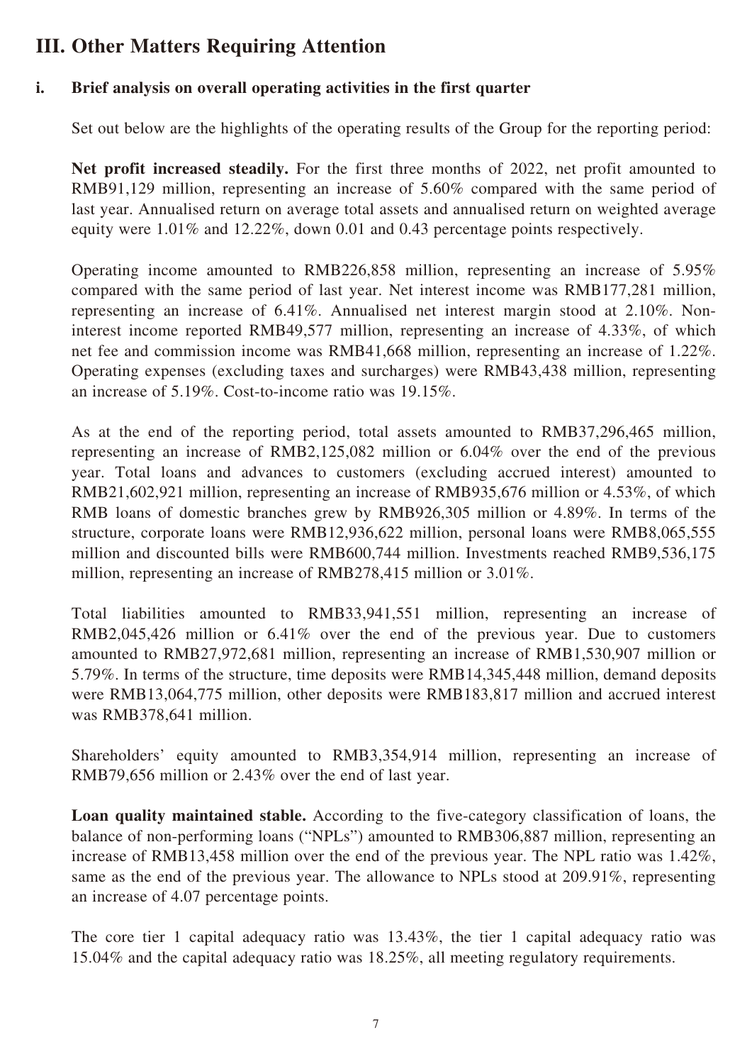## III. Other Matters Requiring Attention

### i. Brief analysis on overall operating activities in the first quarter

Set out below are the highlights of the operating results of the Group for the reporting period:

**Net profit increased steadily.** For the first three months of 2022, net profit amounted to RMB91,129 million, representing an increase of 5.60% compared with the same period of last year. Annualised return on average total assets and annualised return on weighted average equity were 1.01% and 12.22%, down 0.01 and 0.43 percentage points respectively.

Operating income amounted to RMB226,858 million, representing an increase of 5.95% compared with the same period of last year. Net interest income was RMB177,281 million, representing an increase of 6.41%. Annualised net interest margin stood at 2.10%. Non-interest income reported RMB49,577 million, representing an increase of 4.33%, of which net fee and commission income was RMB41,668 million, representing an increase of 1.22%. Operating expenses (excluding taxes and surcharges) were RMB43,438 million, representing an increase of 5.19%. Cost-to-income ratio was 19.15%.

As at the end of the reporting period, total assets amounted to RMB37,296,465 million, representing an increase of RMB2,125,082 million or 6.04% over the end of the previous year. Total loans and advances to customers (excluding accrued interest) amounted to RMB21,602,921 million, representing an increase of RMB935,676 million or 4.53%, of which RMB loans of domestic branches grew by RMB926,305 million or 4.89%. In terms of the structure, corporate loans were RMB12,936,622 million, personal loans were RMB8,065,555 million and discounted bills were RMB600,744 million. Investments reached RMB9,536,175 million, representing an increase of RMB278,415 million or 3.01%.

Total liabilities amounted to RMB33,941,551 million, representing an increase of RMB2,045,426 million or 6.41% over the end of the previous year. Due to customers amounted to RMB27,972,681 million, representing an increase of RMB1,530,907 million or 5.79%. In terms of the structure, time deposits were RMB14,345,448 million, demand deposits were RMB13,064,775 million, other deposits were RMB183,817 million and accrued interest was RMB378,641 million.

Shareholders' equity amounted to RMB3,354,914 million, representing an increase of RMB79,656 million or 2.43% over the end of last year.

**Loan quality maintained stable.** According to the five-category classification of loans, the balance of non-performing loans ("NPLs") amounted to RMB306,887 million, representing an increase of RMB13,458 million over the end of the previous year. The NPL ratio was 1.42%, same as the end of the previous year. The allowance to NPLs stood at 209.91%, representing an increase of 4.07 percentage points.

The core tier 1 capital adequacy ratio was 13.43%, the tier 1 capital adequacy ratio was 15.04% and the capital adequacy ratio was 18.25%, all meeting regulatory requirements.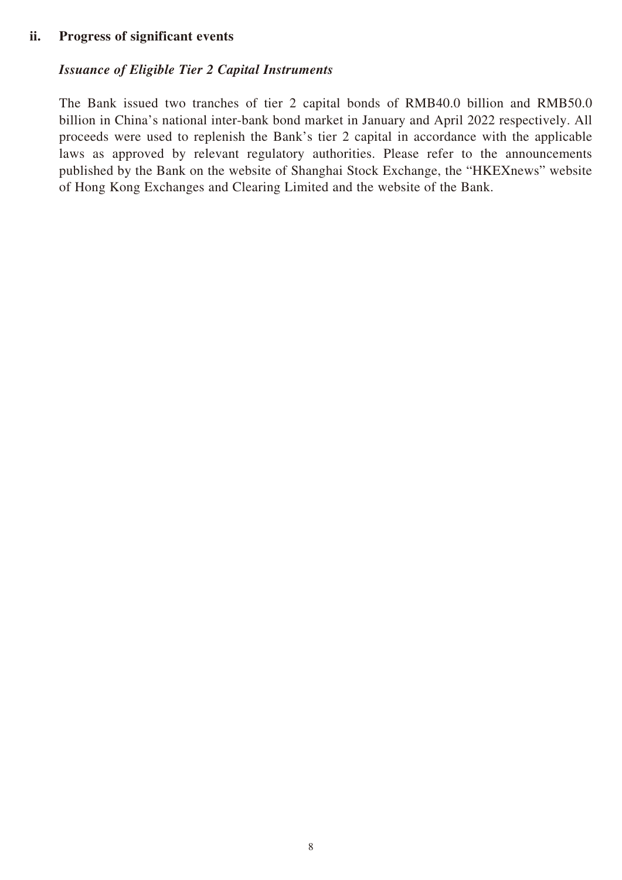## ii. Progress of significant events

***Issuance of Eligible Tier 2 Capital Instruments***

The Bank issued two tranches of tier 2 capital bonds of RMB40.0 billion and RMB50.0 billion in China's national inter-bank bond market in January and April 2022 respectively. All proceeds were used to replenish the Bank's tier 2 capital in accordance with the applicable laws as approved by relevant regulatory authorities. Please refer to the announcements published by the Bank on the website of Shanghai Stock Exchange, the "HKEXnews" website of Hong Kong Exchanges and Clearing Limited and the website of the Bank.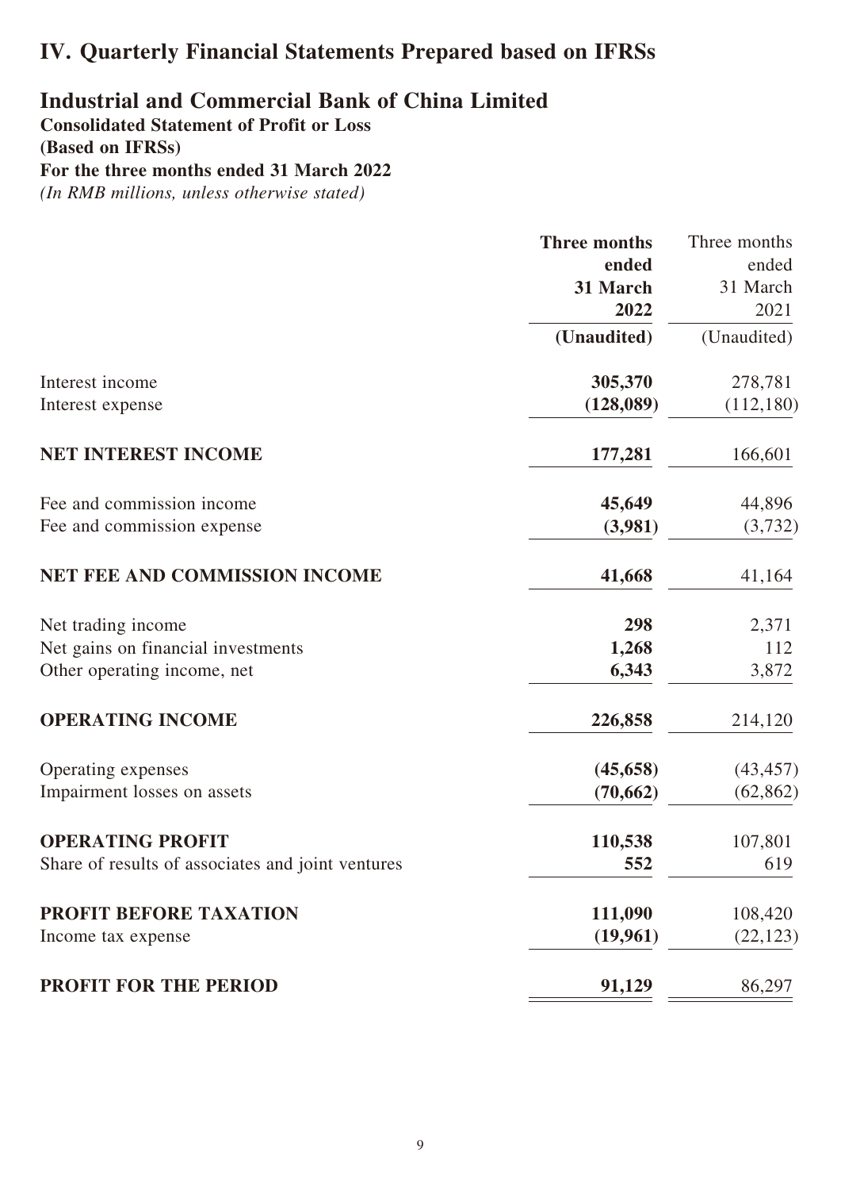# IV. Quarterly Financial Statements Prepared based on IFRSs

## Industrial and Commercial Bank of China Limited

**Consolidated Statement of Profit or Loss**
**(Based on IFRSs)**
**For the three months ended 31 March 2022**
*(In RMB millions, unless otherwise stated)*

| | **Three months ended 31 March 2022** | Three months ended 31 March 2021 |
|---|---|---|
| | **(Unaudited)** | (Unaudited) |
| Interest income | **305,370** | 278,781 |
| Interest expense | **(128,089)** | (112,180) |
| **NET INTEREST INCOME** | **177,281** | 166,601 |
| Fee and commission income | **45,649** | 44,896 |
| Fee and commission expense | **(3,981)** | (3,732) |
| **NET FEE AND COMMISSION INCOME** | **41,668** | 41,164 |
| Net trading income | **298** | 2,371 |
| Net gains on financial investments | **1,268** | 112 |
| Other operating income, net | **6,343** | 3,872 |
| **OPERATING INCOME** | **226,858** | 214,120 |
| Operating expenses | **(45,658)** | (43,457) |
| Impairment losses on assets | **(70,662)** | (62,862) |
| **OPERATING PROFIT** | **110,538** | 107,801 |
| Share of results of associates and joint ventures | **552** | 619 |
| **PROFIT BEFORE TAXATION** | **111,090** | 108,420 |
| Income tax expense | **(19,961)** | (22,123) |
| **PROFIT FOR THE PERIOD** | **91,129** | 86,297 |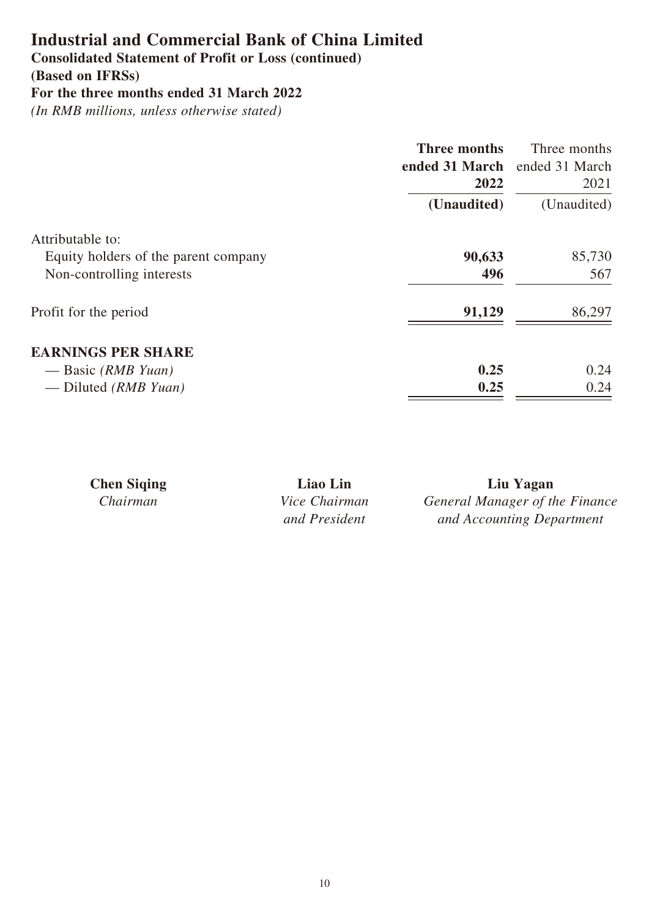# Industrial and Commercial Bank of China Limited

**Consolidated Statement of Profit or Loss (continued)**
**(Based on IFRSs)**
**For the three months ended 31 March 2022**
*(In RMB millions, unless otherwise stated)*

| | **Three months ended 31 March 2022** | Three months ended 31 March 2021 |
|---|---|---|
| | **(Unaudited)** | (Unaudited) |
| Attributable to: | | |
| Equity holders of the parent company | **90,633** | 85,730 |
| Non-controlling interests | **496** | 567 |
| Profit for the period | **91,129** | 86,297 |
| **EARNINGS PER SHARE** | | |
| — Basic *(RMB Yuan)* | **0.25** | 0.24 |
| — Diluted *(RMB Yuan)* | **0.25** | 0.24 |

| **Chen Siqing** | **Liao Lin** | **Liu Yagan** |
|---|---|---|
| *Chairman* | *Vice Chairman and President* | *General Manager of the Finance and Accounting Department* |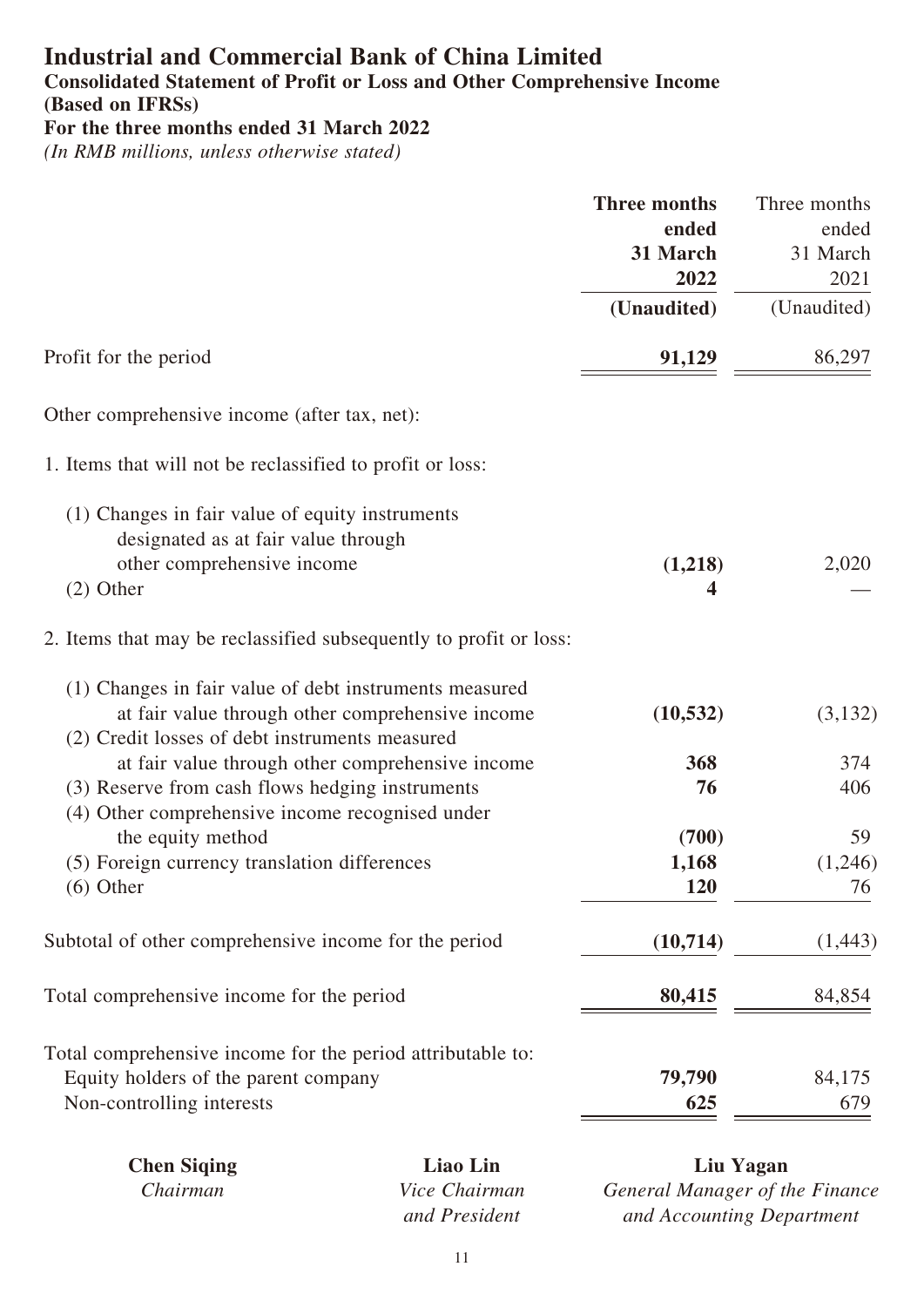# Industrial and Commercial Bank of China Limited

## Consolidated Statement of Profit or Loss and Other Comprehensive Income

### (Based on IFRSs)

### For the three months ended 31 March 2022

*(In RMB millions, unless otherwise stated)*

| | **Three months ended 31 March 2022** | Three months ended 31 March 2021 |
|---|---|---|
| | **(Unaudited)** | (Unaudited) |
| Profit for the period | **91,129** | 86,297 |
| Other comprehensive income (after tax, net): | | |
| 1. Items that will not be reclassified to profit or loss: | | |
| (1) Changes in fair value of equity instruments designated as at fair value through other comprehensive income | **(1,218)** | 2,020 |
| (2) Other | **4** | — |
| 2. Items that may be reclassified subsequently to profit or loss: | | |
| (1) Changes in fair value of debt instruments measured at fair value through other comprehensive income | **(10,532)** | (3,132) |
| (2) Credit losses of debt instruments measured at fair value through other comprehensive income | **368** | 374 |
| (3) Reserve from cash flows hedging instruments | **76** | 406 |
| (4) Other comprehensive income recognised under the equity method | **(700)** | 59 |
| (5) Foreign currency translation differences | **1,168** | (1,246) |
| (6) Other | **120** | 76 |
| Subtotal of other comprehensive income for the period | **(10,714)** | (1,443) |
| Total comprehensive income for the period | **80,415** | 84,854 |
| Total comprehensive income for the period attributable to: | | |
| Equity holders of the parent company | **79,790** | 84,175 |
| Non-controlling interests | **625** | 679 |

| **Chen Siqing** | **Liao Lin** | **Liu Yagan** |
|---|---|---|
| *Chairman* | *Vice Chairman and President* | *General Manager of the Finance and Accounting Department* |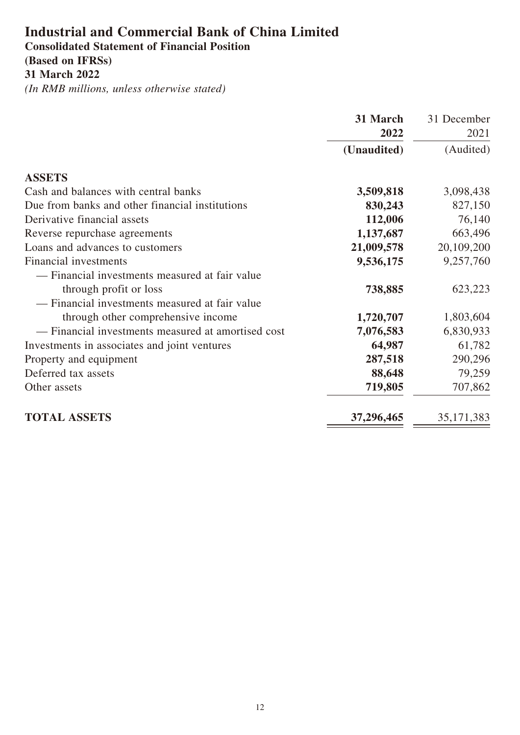# Industrial and Commercial Bank of China Limited

## Consolidated Statement of Financial Position

## (Based on IFRSs)

## 31 March 2022

*(In RMB millions, unless otherwise stated)*

| | **31 March 2022 (Unaudited)** | 31 December 2021 (Audited) |
|---|---|---|
| **ASSETS** | | |
| Cash and balances with central banks | **3,509,818** | 3,098,438 |
| Due from banks and other financial institutions | **830,243** | 827,150 |
| Derivative financial assets | **112,006** | 76,140 |
| Reverse repurchase agreements | **1,137,687** | 663,496 |
| Loans and advances to customers | **21,009,578** | 20,109,200 |
| Financial investments | **9,536,175** | 9,257,760 |
| — Financial investments measured at fair value through profit or loss | **738,885** | 623,223 |
| — Financial investments measured at fair value through other comprehensive income | **1,720,707** | 1,803,604 |
| — Financial investments measured at amortised cost | **7,076,583** | 6,830,933 |
| Investments in associates and joint ventures | **64,987** | 61,782 |
| Property and equipment | **287,518** | 290,296 |
| Deferred tax assets | **88,648** | 79,259 |
| Other assets | **719,805** | 707,862 |
| **TOTAL ASSETS** | **37,296,465** | 35,171,383 |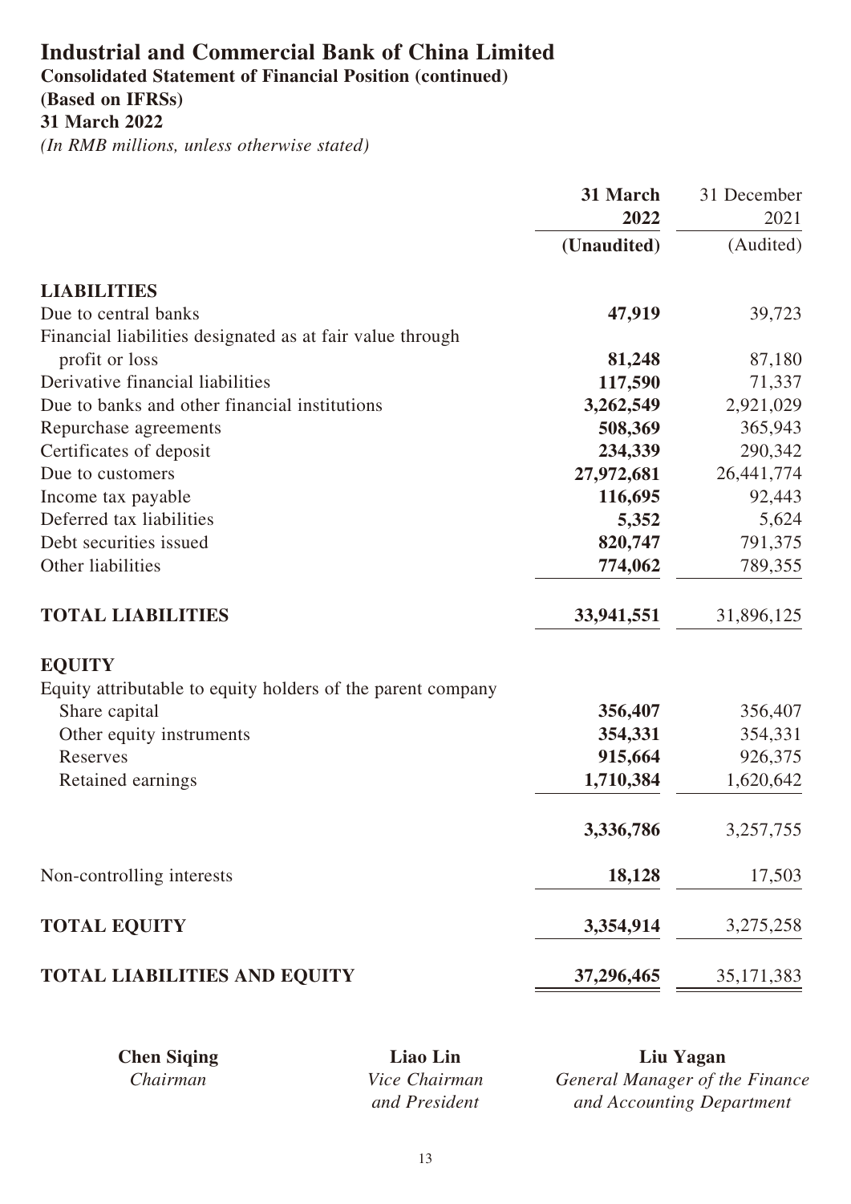# Industrial and Commercial Bank of China Limited

**Consolidated Statement of Financial Position (continued)**
**(Based on IFRSs)**
**31 March 2022**
*(In RMB millions, unless otherwise stated)*

| | **31 March 2022** | 31 December 2021 |
|---|---|---|
| | **(Unaudited)** | (Audited) |
| **LIABILITIES** | | |
| Due to central banks | **47,919** | 39,723 |
| Financial liabilities designated as at fair value through profit or loss | **81,248** | 87,180 |
| Derivative financial liabilities | **117,590** | 71,337 |
| Due to banks and other financial institutions | **3,262,549** | 2,921,029 |
| Repurchase agreements | **508,369** | 365,943 |
| Certificates of deposit | **234,339** | 290,342 |
| Due to customers | **27,972,681** | 26,441,774 |
| Income tax payable | **116,695** | 92,443 |
| Deferred tax liabilities | **5,352** | 5,624 |
| Debt securities issued | **820,747** | 791,375 |
| Other liabilities | **774,062** | 789,355 |
| **TOTAL LIABILITIES** | **33,941,551** | 31,896,125 |
| **EQUITY** | | |
| Equity attributable to equity holders of the parent company | | |
| Share capital | **356,407** | 356,407 |
| Other equity instruments | **354,331** | 354,331 |
| Reserves | **915,664** | 926,375 |
| Retained earnings | **1,710,384** | 1,620,642 |
| | **3,336,786** | 3,257,755 |
| Non-controlling interests | **18,128** | 17,503 |
| **TOTAL EQUITY** | **3,354,914** | 3,275,258 |
| **TOTAL LIABILITIES AND EQUITY** | **37,296,465** | 35,171,383 |

| **Chen Siqing** | **Liao Lin** | **Liu Yagan** |
|---|---|---|
| *Chairman* | *Vice Chairman and President* | *General Manager of the Finance and Accounting Department* |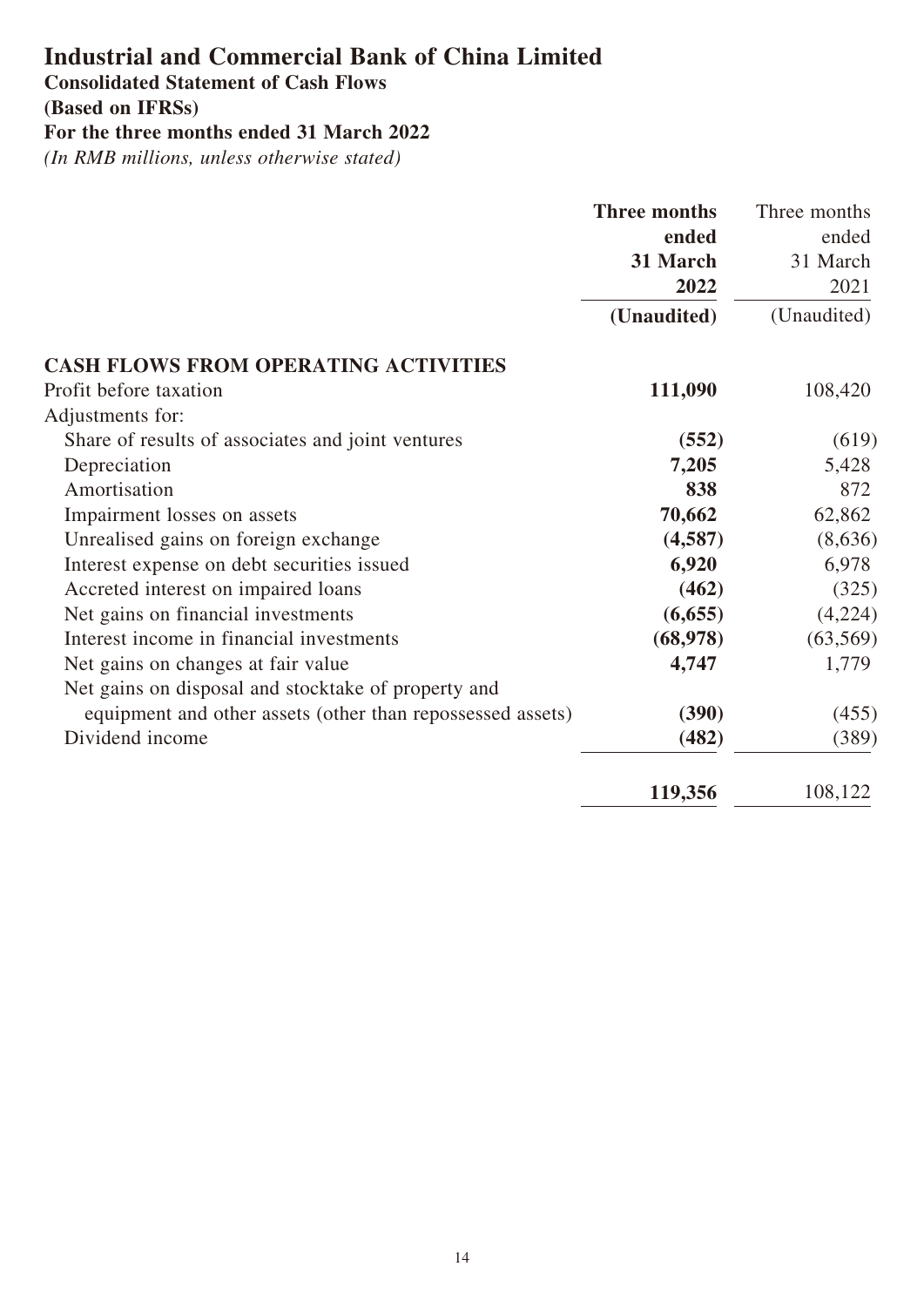# Industrial and Commercial Bank of China Limited

**Consolidated Statement of Cash Flows**

**(Based on IFRSs)**

**For the three months ended 31 March 2022**

*(In RMB millions, unless otherwise stated)*

| | **Three months ended 31 March 2022** | Three months ended 31 March 2021 |
|---|---|---|
| | **(Unaudited)** | (Unaudited) |
| **CASH FLOWS FROM OPERATING ACTIVITIES** | | |
| Profit before taxation | **111,090** | 108,420 |
| Adjustments for: | | |
| Share of results of associates and joint ventures | **(552)** | (619) |
| Depreciation | **7,205** | 5,428 |
| Amortisation | **838** | 872 |
| Impairment losses on assets | **70,662** | 62,862 |
| Unrealised gains on foreign exchange | **(4,587)** | (8,636) |
| Interest expense on debt securities issued | **6,920** | 6,978 |
| Accreted interest on impaired loans | **(462)** | (325) |
| Net gains on financial investments | **(6,655)** | (4,224) |
| Interest income in financial investments | **(68,978)** | (63,569) |
| Net gains on changes at fair value | **4,747** | 1,779 |
| Net gains on disposal and stocktake of property and equipment and other assets (other than repossessed assets) | **(390)** | (455) |
| Dividend income | **(482)** | (389) |
| | **119,356** | 108,122 |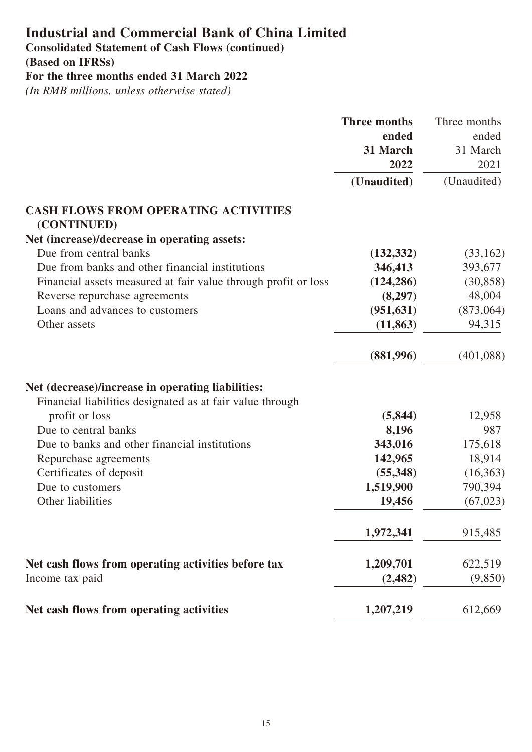# Industrial and Commercial Bank of China Limited

**Consolidated Statement of Cash Flows (continued)**
**(Based on IFRSs)**
**For the three months ended 31 March 2022**
*(In RMB millions, unless otherwise stated)*

| | **Three months ended 31 March 2022 (Unaudited)** | Three months ended 31 March 2021 (Unaudited) |
|---|---|---|
| **CASH FLOWS FROM OPERATING ACTIVITIES (CONTINUED)** | | |
| **Net (increase)/decrease in operating assets:** | | |
| Due from central banks | **(132,332)** | (33,162) |
| Due from banks and other financial institutions | **346,413** | 393,677 |
| Financial assets measured at fair value through profit or loss | **(124,286)** | (30,858) |
| Reverse repurchase agreements | **(8,297)** | 48,004 |
| Loans and advances to customers | **(951,631)** | (873,064) |
| Other assets | **(11,863)** | 94,315 |
| | **(881,996)** | (401,088) |
| **Net (decrease)/increase in operating liabilities:** | | |
| Financial liabilities designated as at fair value through profit or loss | **(5,844)** | 12,958 |
| Due to central banks | **8,196** | 987 |
| Due to banks and other financial institutions | **343,016** | 175,618 |
| Repurchase agreements | **142,965** | 18,914 |
| Certificates of deposit | **(55,348)** | (16,363) |
| Due to customers | **1,519,900** | 790,394 |
| Other liabilities | **19,456** | (67,023) |
| | **1,972,341** | 915,485 |
| **Net cash flows from operating activities before tax** | **1,209,701** | 622,519 |
| Income tax paid | **(2,482)** | (9,850) |
| **Net cash flows from operating activities** | **1,207,219** | 612,669 |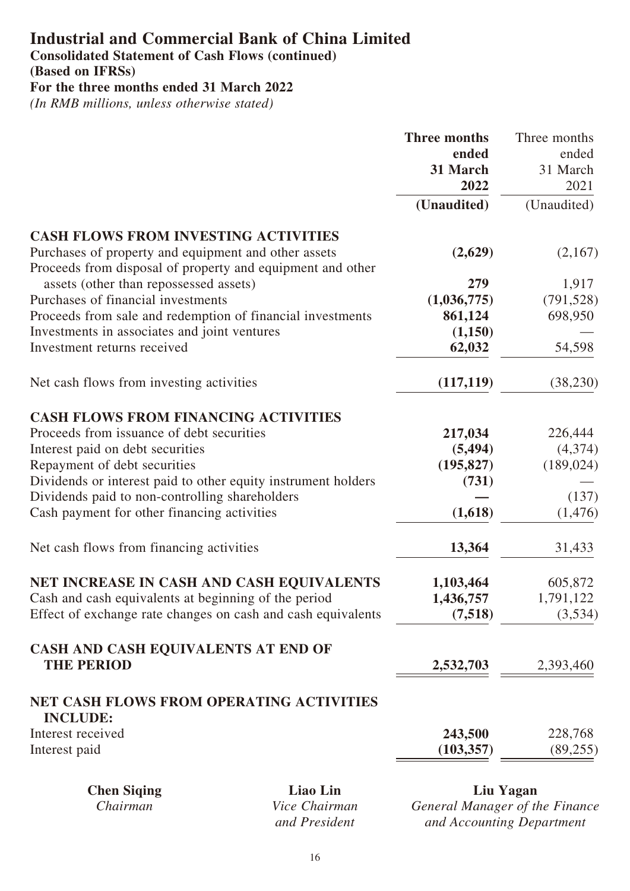# Industrial and Commercial Bank of China Limited

**Consolidated Statement of Cash Flows (continued)**
**(Based on IFRSs)**
**For the three months ended 31 March 2022**
*(In RMB millions, unless otherwise stated)*

| | **Three months ended 31 March 2022** | Three months ended 31 March 2021 |
|---|---|---|
| | **(Unaudited)** | (Unaudited) |
| **CASH FLOWS FROM INVESTING ACTIVITIES** | | |
| Purchases of property and equipment and other assets | **(2,629)** | (2,167) |
| Proceeds from disposal of property and equipment and other assets (other than repossessed assets) | **279** | 1,917 |
| Purchases of financial investments | **(1,036,775)** | (791,528) |
| Proceeds from sale and redemption of financial investments | **861,124** | 698,950 |
| Investments in associates and joint ventures | **(1,150)** | — |
| Investment returns received | **62,032** | 54,598 |
| Net cash flows from investing activities | **(117,119)** | (38,230) |
| **CASH FLOWS FROM FINANCING ACTIVITIES** | | |
| Proceeds from issuance of debt securities | **217,034** | 226,444 |
| Interest paid on debt securities | **(5,494)** | (4,374) |
| Repayment of debt securities | **(195,827)** | (189,024) |
| Dividends or interest paid to other equity instrument holders | **(731)** | — |
| Dividends paid to non-controlling shareholders | **—** | (137) |
| Cash payment for other financing activities | **(1,618)** | (1,476) |
| Net cash flows from financing activities | **13,364** | 31,433 |
| **NET INCREASE IN CASH AND CASH EQUIVALENTS** | **1,103,464** | 605,872 |
| Cash and cash equivalents at beginning of the period | **1,436,757** | 1,791,122 |
| Effect of exchange rate changes on cash and cash equivalents | **(7,518)** | (3,534) |
| **CASH AND CASH EQUIVALENTS AT END OF THE PERIOD** | **2,532,703** | 2,393,460 |
| **NET CASH FLOWS FROM OPERATING ACTIVITIES INCLUDE:** | | |
| Interest received | **243,500** | 228,768 |
| Interest paid | **(103,357)** | (89,255) |

| **Chen Siqing** | **Liao Lin** | **Liu Yagan** |
|---|---|---|
| *Chairman* | *Vice Chairman and President* | *General Manager of the Finance and Accounting Department* |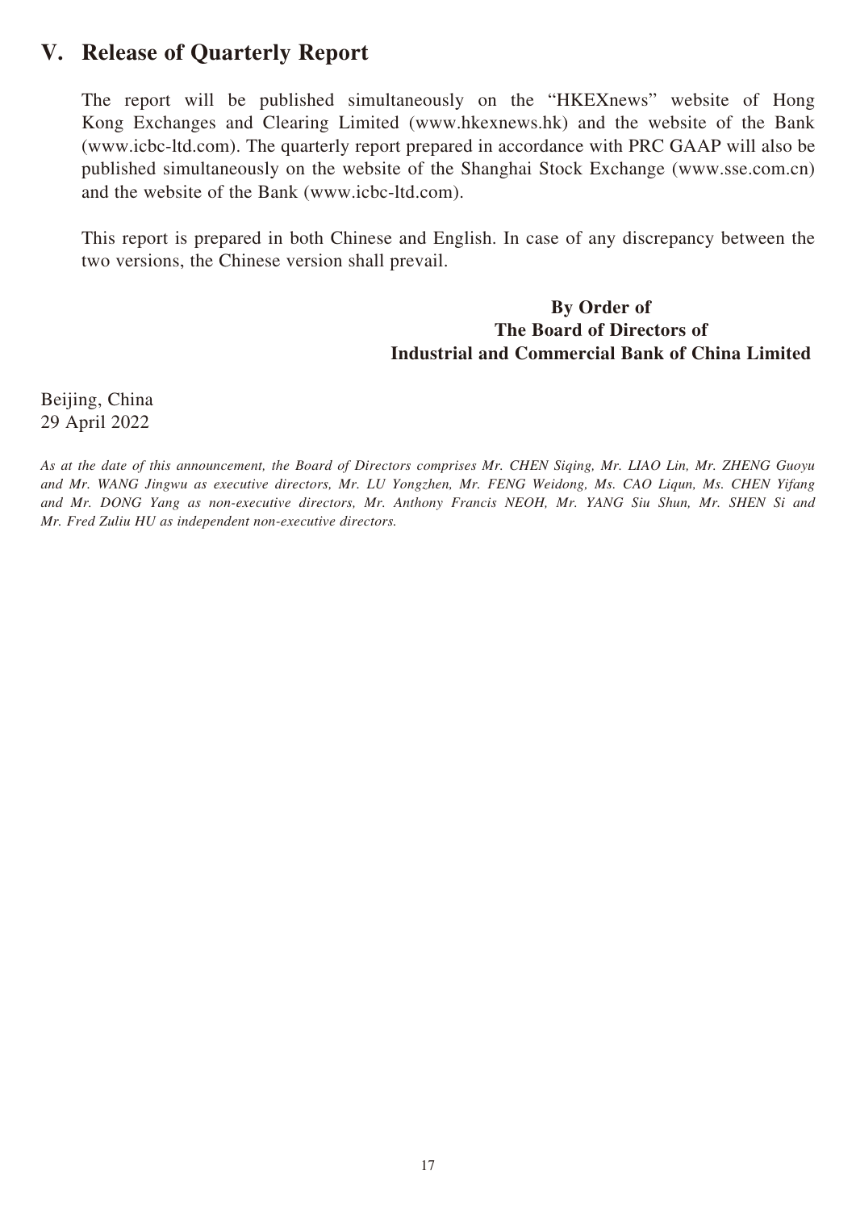## V. Release of Quarterly Report

The report will be published simultaneously on the "HKEXnews" website of Hong Kong Exchanges and Clearing Limited (www.hkexnews.hk) and the website of the Bank (www.icbc-ltd.com). The quarterly report prepared in accordance with PRC GAAP will also be published simultaneously on the website of the Shanghai Stock Exchange (www.sse.com.cn) and the website of the Bank (www.icbc-ltd.com).

This report is prepared in both Chinese and English. In case of any discrepancy between the two versions, the Chinese version shall prevail.

**By Order of**
**The Board of Directors of**
**Industrial and Commercial Bank of China Limited**

Beijing, China
29 April 2022

*As at the date of this announcement, the Board of Directors comprises Mr. CHEN Siqing, Mr. LIAO Lin, Mr. ZHENG Guoyu and Mr. WANG Jingwu as executive directors, Mr. LU Yongzhen, Mr. FENG Weidong, Ms. CAO Liqun, Ms. CHEN Yifang and Mr. DONG Yang as non-executive directors, Mr. Anthony Francis NEOH, Mr. YANG Siu Shun, Mr. SHEN Si and Mr. Fred Zuliu HU as independent non-executive directors.*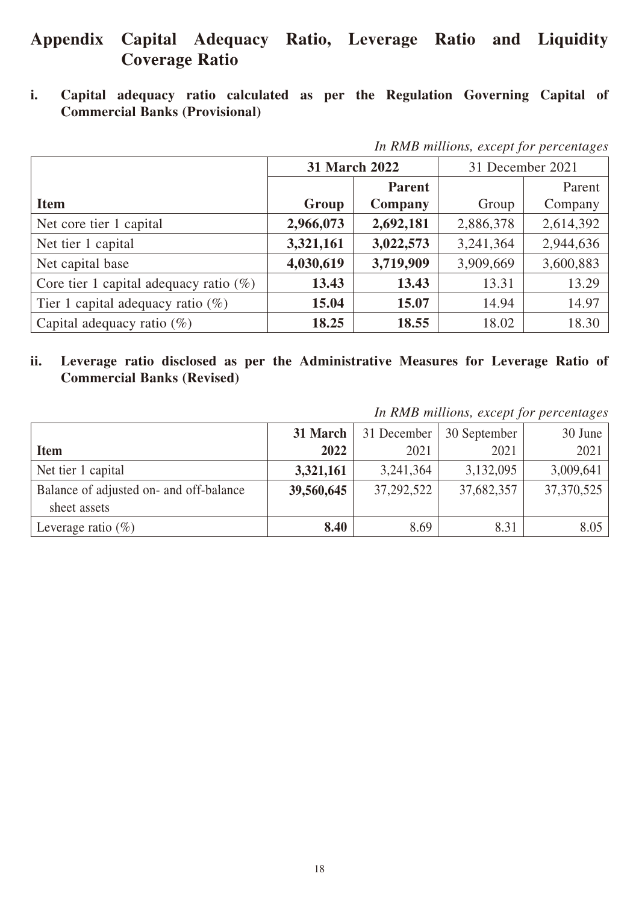# Appendix Capital Adequacy Ratio, Leverage Ratio and Liquidity Coverage Ratio

## i. Capital adequacy ratio calculated as per the Regulation Governing Capital of Commercial Banks (Provisional)

*In RMB millions, except for percentages*

| Item | **31 March 2022** | | 31 December 2021 | |
|---|---|---|---|---|
| | **Group** | **Parent Company** | Group | Parent Company |
| Net core tier 1 capital | **2,966,073** | **2,692,181** | 2,886,378 | 2,614,392 |
| Net tier 1 capital | **3,321,161** | **3,022,573** | 3,241,364 | 2,944,636 |
| Net capital base | **4,030,619** | **3,719,909** | 3,909,669 | 3,600,883 |
| Core tier 1 capital adequacy ratio (%) | **13.43** | **13.43** | 13.31 | 13.29 |
| Tier 1 capital adequacy ratio (%) | **15.04** | **15.07** | 14.94 | 14.97 |
| Capital adequacy ratio (%) | **18.25** | **18.55** | 18.02 | 18.30 |

## ii. Leverage ratio disclosed as per the Administrative Measures for Leverage Ratio of Commercial Banks (Revised)

*In RMB millions, except for percentages*

| Item | **31 March 2022** | 31 December 2021 | 30 September 2021 | 30 June 2021 |
|---|---|---|---|---|
| Net tier 1 capital | **3,321,161** | 3,241,364 | 3,132,095 | 3,009,641 |
| Balance of adjusted on- and off-balance sheet assets | **39,560,645** | 37,292,522 | 37,682,357 | 37,370,525 |
| Leverage ratio (%) | **8.40** | 8.69 | 8.31 | 8.05 |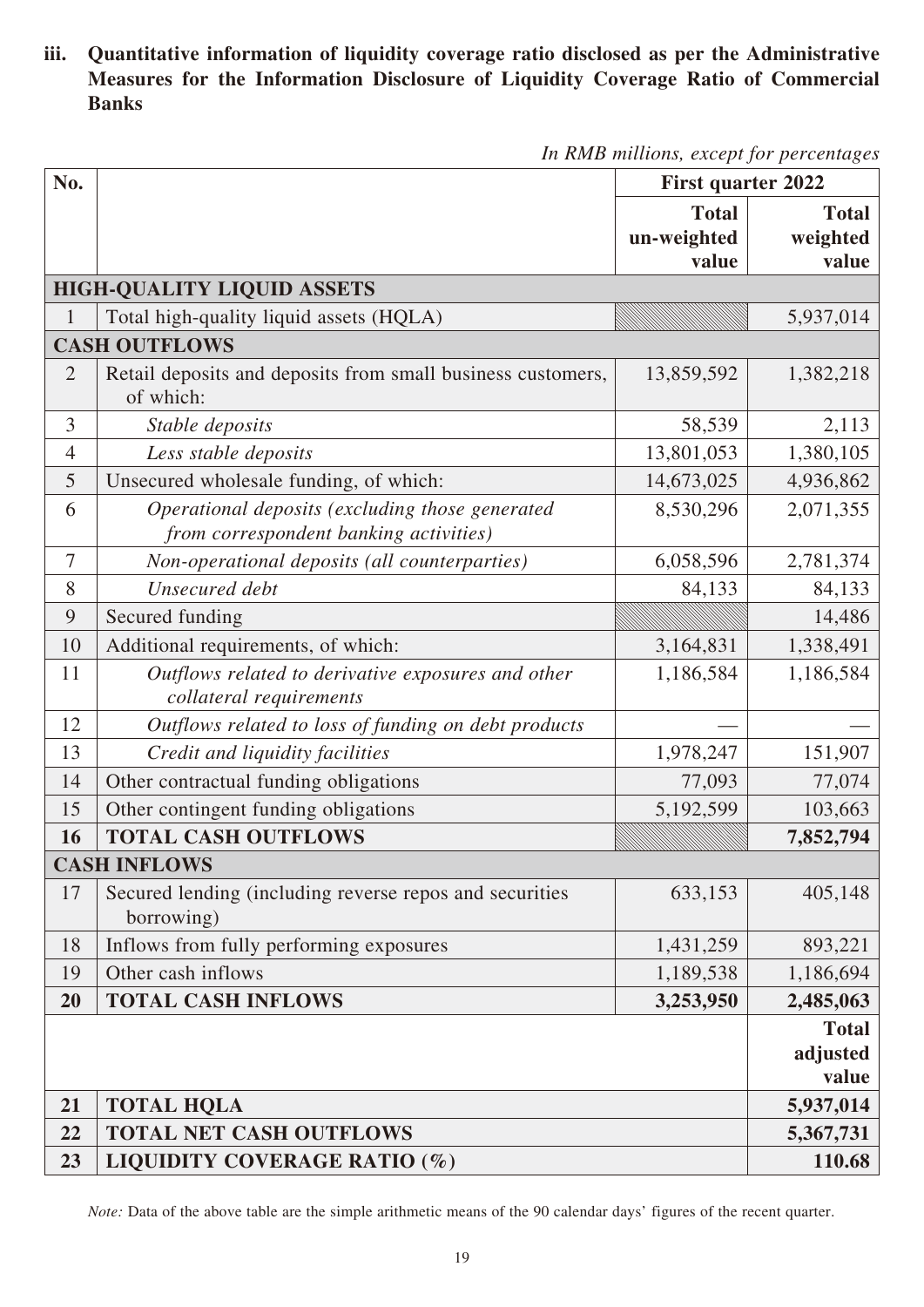**iii. Quantitative information of liquidity coverage ratio disclosed as per the Administrative Measures for the Information Disclosure of Liquidity Coverage Ratio of Commercial Banks**

*In RMB millions, except for percentages*

| No. | | First quarter 2022 | |
|---|---|---|---|
| | | **Total un-weighted value** | **Total weighted value** |
| | **HIGH-QUALITY LIQUID ASSETS** | | |
| 1 | Total high-quality liquid assets (HQLA) | | 5,937,014 |
| | **CASH OUTFLOWS** | | |
| 2 | Retail deposits and deposits from small business customers, of which: | 13,859,592 | 1,382,218 |
| 3 | *Stable deposits* | 58,539 | 2,113 |
| 4 | *Less stable deposits* | 13,801,053 | 1,380,105 |
| 5 | Unsecured wholesale funding, of which: | 14,673,025 | 4,936,862 |
| 6 | *Operational deposits (excluding those generated from correspondent banking activities)* | 8,530,296 | 2,071,355 |
| 7 | *Non-operational deposits (all counterparties)* | 6,058,596 | 2,781,374 |
| 8 | *Unsecured debt* | 84,133 | 84,133 |
| 9 | Secured funding | | 14,486 |
| 10 | Additional requirements, of which: | 3,164,831 | 1,338,491 |
| 11 | *Outflows related to derivative exposures and other collateral requirements* | 1,186,584 | 1,186,584 |
| 12 | *Outflows related to loss of funding on debt products* | — | — |
| 13 | *Credit and liquidity facilities* | 1,978,247 | 151,907 |
| 14 | Other contractual funding obligations | 77,093 | 77,074 |
| 15 | Other contingent funding obligations | 5,192,599 | 103,663 |
| **16** | **TOTAL CASH OUTFLOWS** | | **7,852,794** |
| | **CASH INFLOWS** | | |
| 17 | Secured lending (including reverse repos and securities borrowing) | 633,153 | 405,148 |
| 18 | Inflows from fully performing exposures | 1,431,259 | 893,221 |
| 19 | Other cash inflows | 1,189,538 | 1,186,694 |
| **20** | **TOTAL CASH INFLOWS** | **3,253,950** | **2,485,063** |
| | | | **Total adjusted value** |
| **21** | **TOTAL HQLA** | | **5,937,014** |
| **22** | **TOTAL NET CASH OUTFLOWS** | | **5,367,731** |
| **23** | **LIQUIDITY COVERAGE RATIO (%)** | | **110.68** |

*Note:* Data of the above table are the simple arithmetic means of the 90 calendar days' figures of the recent quarter.